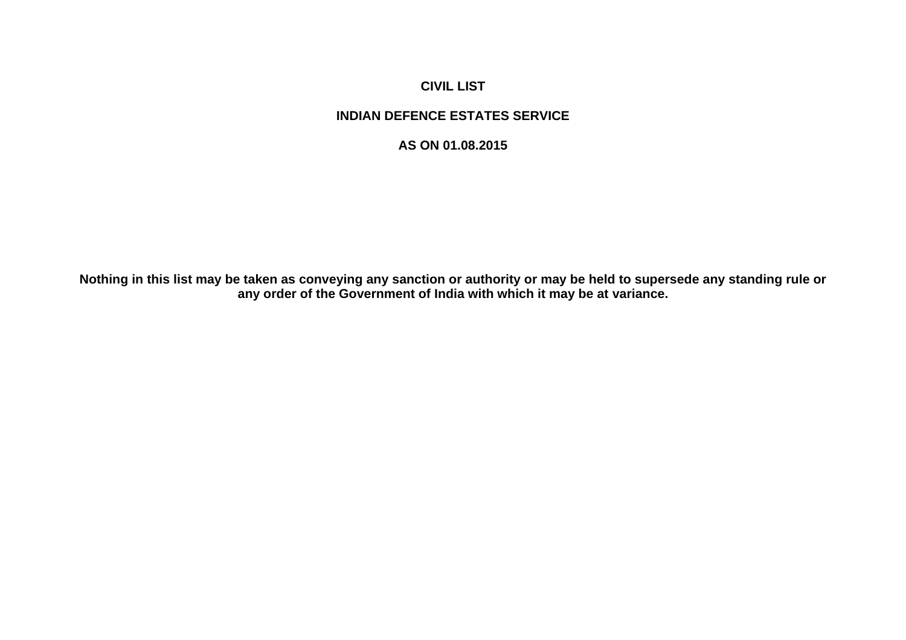# CIVIL LIST

## INDIAN DEFENCE ESTATES SERVICE

## AS ON 01.08.2015

**Nothing in this list may be taken as conveying any sanction or authority or may be held to supersede any standing rule or any order of the Government of India with which it may be at variance.**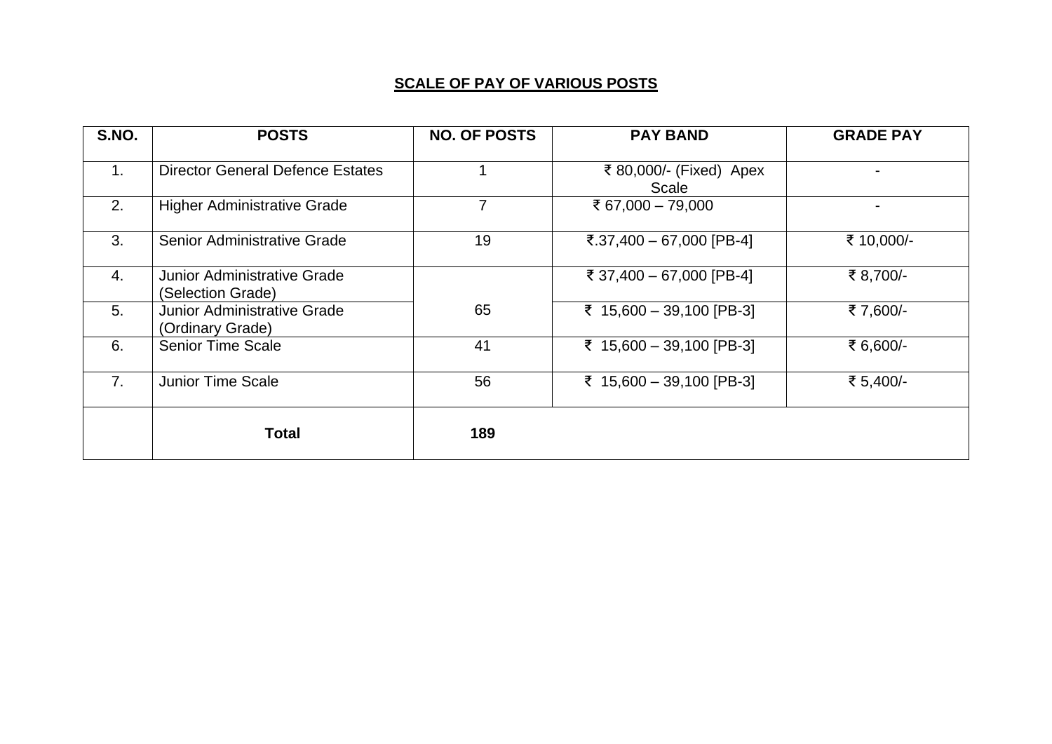## SCALE OF PAY OF VARIOUS POSTS

| S.NO. | POSTS | NO. OF POSTS | PAY BAND | GRADE PAY |
|---|---|---|---|---|
| 1. | Director General Defence Estates | 1 | ₹ 80,000/- (Fixed) Apex Scale | - |
| 2. | Higher Administrative Grade | 7 | ₹ 67,000 – 79,000 | - |
| 3. | Senior Administrative Grade | 19 | ₹.37,400 – 67,000 [PB-4] | ₹ 10,000/- |
| 4. | Junior Administrative Grade (Selection Grade) | 65 | ₹ 37,400 – 67,000 [PB-4] | ₹ 8,700/- |
| 5. | Junior Administrative Grade (Ordinary Grade) | | ₹ 15,600 – 39,100 [PB-3] | ₹ 7,600/- |
| 6. | Senior Time Scale | 41 | ₹ 15,600 – 39,100 [PB-3] | ₹ 6,600/- |
| 7. | Junior Time Scale | 56 | ₹ 15,600 – 39,100 [PB-3] | ₹ 5,400/- |
| | **Total** | **189** | | |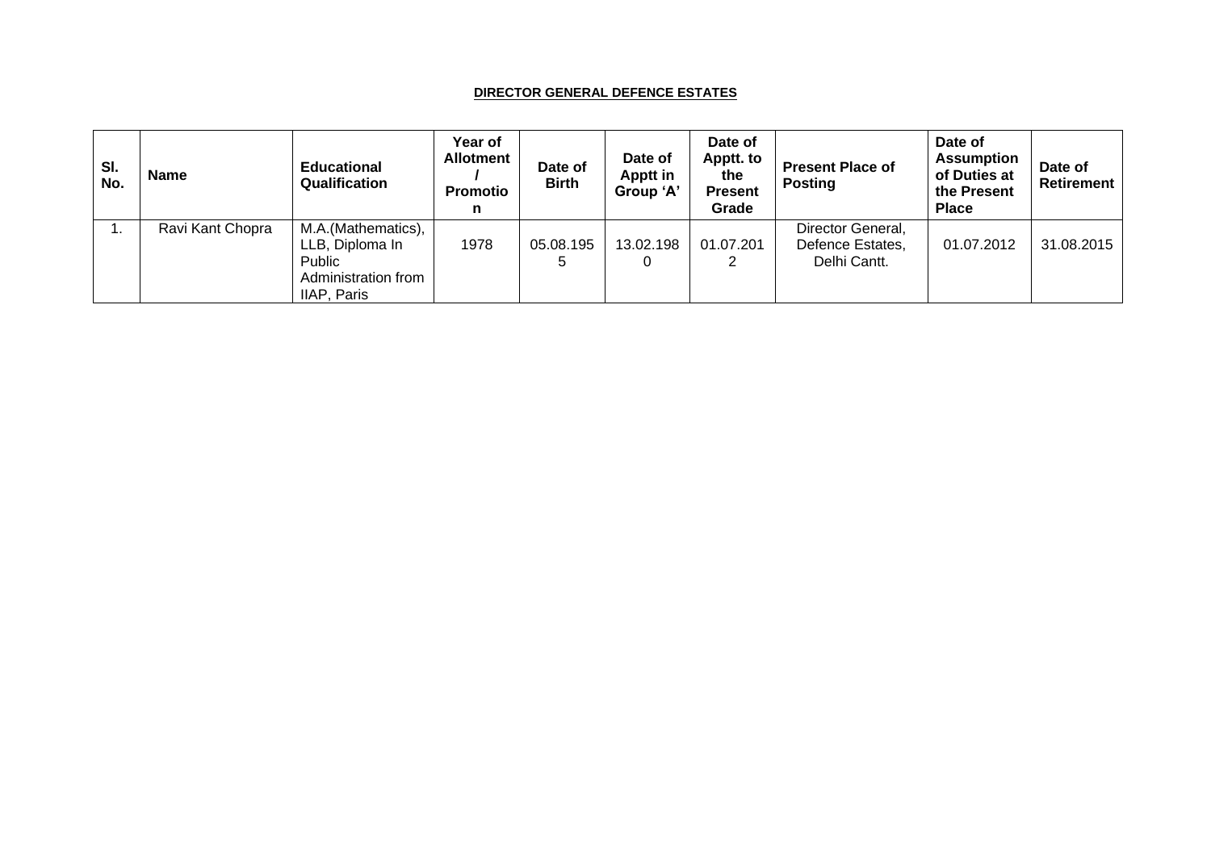**DIRECTOR GENERAL DEFENCE ESTATES**

| Sl. No. | Name | Educational Qualification | Year of Allotment / Promotion | Date of Birth | Date of Apptt in Group 'A' | Date of Apptt. to the Present Grade | Present Place of Posting | Date of Assumption of Duties at the Present Place | Date of Retirement |
|---|---|---|---|---|---|---|---|---|---|
| 1. | Ravi Kant Chopra | M.A.(Mathematics), LLB, Diploma In Public Administration from IIAP, Paris | 1978 | 05.08.1955 | 13.02.1980 | 01.07.2012 | Director General, Defence Estates, Delhi Cantt. | 01.07.2012 | 31.08.2015 |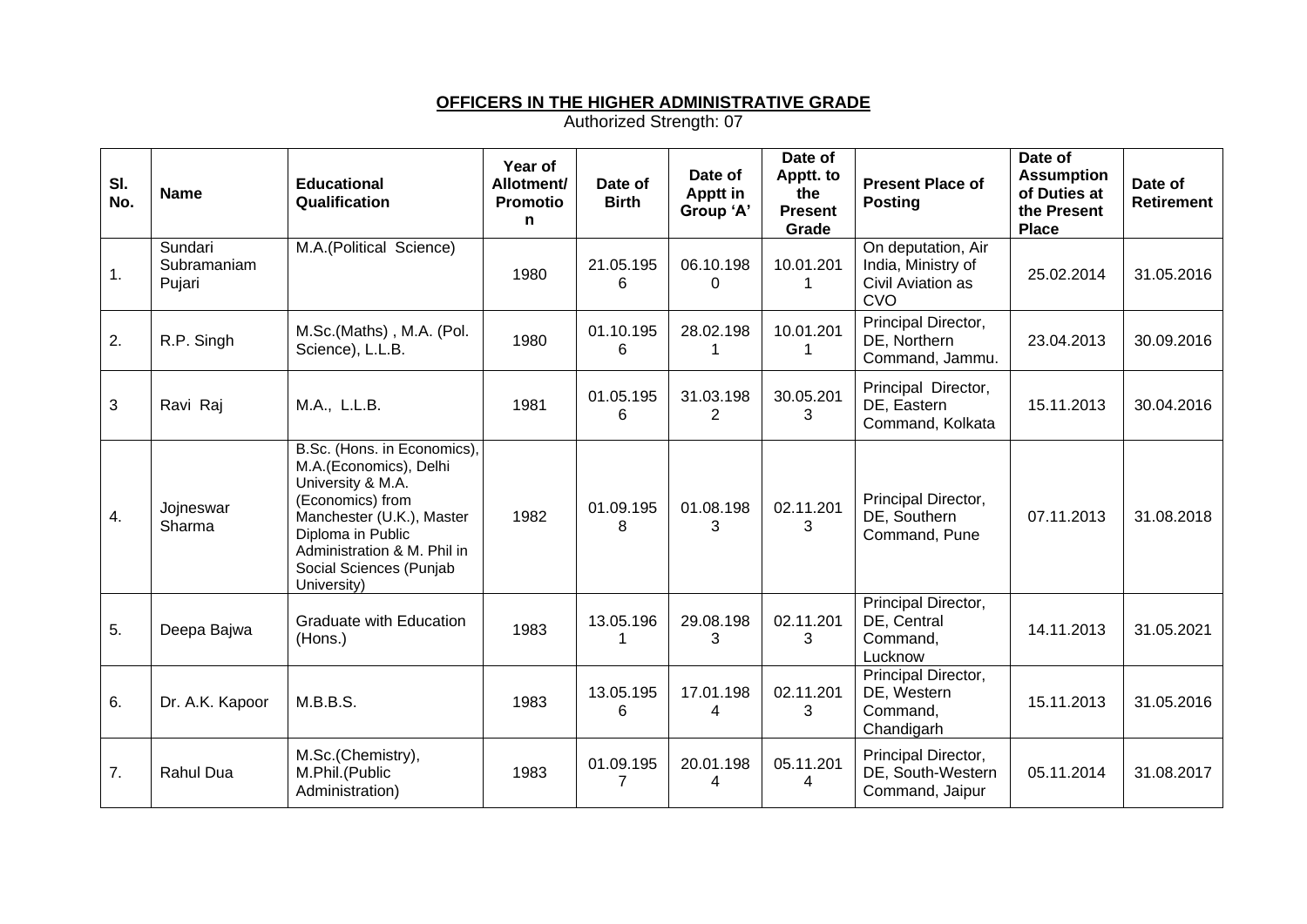**OFFICERS IN THE HIGHER ADMINISTRATIVE GRADE**

Authorized Strength: 07

| Sl. No. | Name | Educational Qualification | Year of Allotment/ Promotion | Date of Birth | Date of Apptt in Group 'A' | Date of Apptt. to the Present Grade | Present Place of Posting | Date of Assumption of Duties at the Present Place | Date of Retirement |
|---|---|---|---|---|---|---|---|---|---|
| 1. | Sundari Subramaniam Pujari | M.A.(Political Science) | 1980 | 21.05.1956 | 06.10.1980 | 10.01.2011 | On deputation, Air India, Ministry of Civil Aviation as CVO | 25.02.2014 | 31.05.2016 |
| 2. | R.P. Singh | M.Sc.(Maths) , M.A. (Pol. Science), L.L.B. | 1980 | 01.10.1956 | 28.02.1981 | 10.01.2011 | Principal Director, DE, Northern Command, Jammu. | 23.04.2013 | 30.09.2016 |
| 3 | Ravi Raj | M.A., L.L.B. | 1981 | 01.05.1956 | 31.03.1982 | 30.05.2013 | Principal Director, DE, Eastern Command, Kolkata | 15.11.2013 | 30.04.2016 |
| 4. | Jojneswar Sharma | B.Sc. (Hons. in Economics), M.A.(Economics), Delhi University & M.A. (Economics) from Manchester (U.K.), Master Diploma in Public Administration & M. Phil in Social Sciences (Punjab University) | 1982 | 01.09.1958 | 01.08.1983 | 02.11.2013 | Principal Director, DE, Southern Command, Pune | 07.11.2013 | 31.08.2018 |
| 5. | Deepa Bajwa | Graduate with Education (Hons.) | 1983 | 13.05.1961 | 29.08.1983 | 02.11.2013 | Principal Director, DE, Central Command, Lucknow | 14.11.2013 | 31.05.2021 |
| 6. | Dr. A.K. Kapoor | M.B.B.S. | 1983 | 13.05.1956 | 17.01.1984 | 02.11.2013 | Principal Director, DE, Western Command, Chandigarh | 15.11.2013 | 31.05.2016 |
| 7. | Rahul Dua | M.Sc.(Chemistry), M.Phil.(Public Administration) | 1983 | 01.09.1957 | 20.01.1984 | 05.11.2014 | Principal Director, DE, South-Western Command, Jaipur | 05.11.2014 | 31.08.2017 |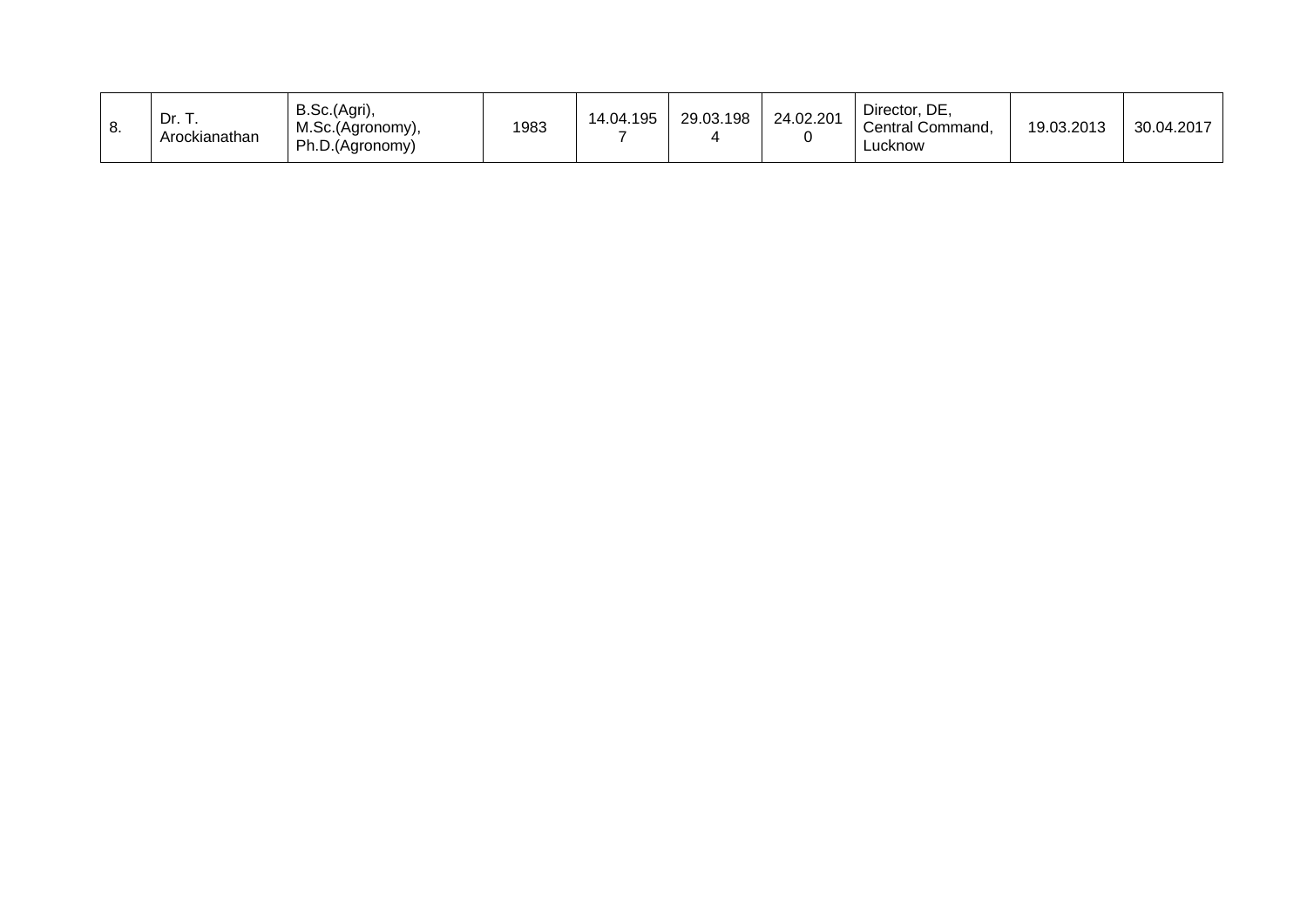| 8. | Dr. T. Arockianathan | B.Sc.(Agri), M.Sc.(Agronomy), Ph.D.(Agronomy) | 1983 | 14.04.1957 | 29.03.1984 | 24.02.2010 | Director, DE, Central Command, Lucknow | 19.03.2013 | 30.04.2017 |
|---|---|---|---|---|---|---|---|---|---|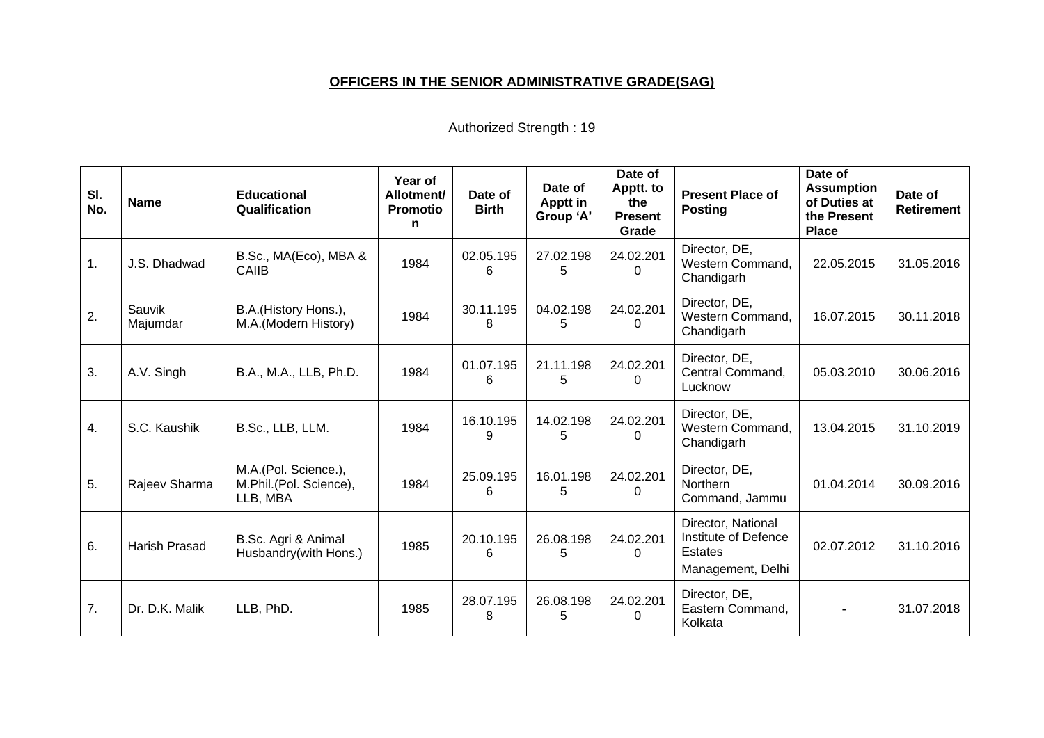**OFFICERS IN THE SENIOR ADMINISTRATIVE GRADE(SAG)**

Authorized Strength : 19

| Sl. No. | Name | Educational Qualification | Year of Allotment/ Promotion | Date of Birth | Date of Apptt in Group 'A' | Date of Apptt. to the Present Grade | Present Place of Posting | Date of Assumption of Duties at the Present Place | Date of Retirement |
|---|---|---|---|---|---|---|---|---|---|
| 1. | J.S. Dhadwad | B.Sc., MA(Eco), MBA & CAIIB | 1984 | 02.05.1956 | 27.02.1985 | 24.02.2010 | Director, DE, Western Command, Chandigarh | 22.05.2015 | 31.05.2016 |
| 2. | Sauvik Majumdar | B.A.(History Hons.), M.A.(Modern History) | 1984 | 30.11.1958 | 04.02.1985 | 24.02.2010 | Director, DE, Western Command, Chandigarh | 16.07.2015 | 30.11.2018 |
| 3. | A.V. Singh | B.A., M.A., LLB, Ph.D. | 1984 | 01.07.1956 | 21.11.1985 | 24.02.2010 | Director, DE, Central Command, Lucknow | 05.03.2010 | 30.06.2016 |
| 4. | S.C. Kaushik | B.Sc., LLB, LLM. | 1984 | 16.10.1959 | 14.02.1985 | 24.02.2010 | Director, DE, Western Command, Chandigarh | 13.04.2015 | 31.10.2019 |
| 5. | Rajeev Sharma | M.A.(Pol. Science.), M.Phil.(Pol. Science), LLB, MBA | 1984 | 25.09.1956 | 16.01.1985 | 24.02.2010 | Director, DE, Northern Command, Jammu | 01.04.2014 | 30.09.2016 |
| 6. | Harish Prasad | B.Sc. Agri & Animal Husbandry(with Hons.) | 1985 | 20.10.1956 | 26.08.1985 | 24.02.2010 | Director, National Institute of Defence Estates Management, Delhi | 02.07.2012 | 31.10.2016 |
| 7. | Dr. D.K. Malik | LLB, PhD. | 1985 | 28.07.1958 | 26.08.1985 | 24.02.2010 | Director, DE, Eastern Command, Kolkata | - | 31.07.2018 |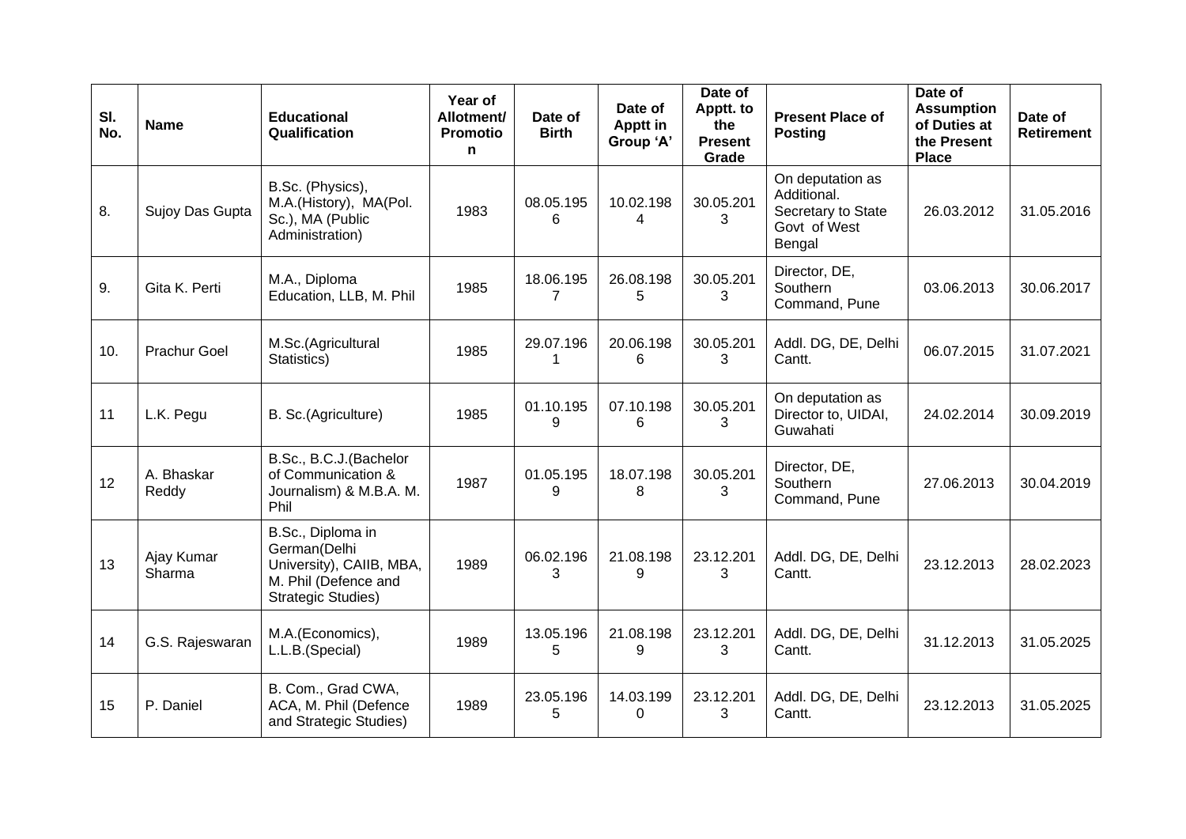| Sl. No. | Name | Educational Qualification | Year of Allotment/ Promotion | Date of Birth | Date of Apptt in Group 'A' | Date of Apptt. to the Present Grade | Present Place of Posting | Date of Assumption of Duties at the Present Place | Date of Retirement |
|---|---|---|---|---|---|---|---|---|---|
| 8. | Sujoy Das Gupta | B.Sc. (Physics), M.A.(History), MA(Pol. Sc.), MA (Public Administration) | 1983 | 08.05.1956 | 10.02.1984 | 30.05.2013 | On deputation as Additional. Secretary to State Govt of West Bengal | 26.03.2012 | 31.05.2016 |
| 9. | Gita K. Perti | M.A., Diploma Education, LLB, M. Phil | 1985 | 18.06.1957 | 26.08.1985 | 30.05.2013 | Director, DE, Southern Command, Pune | 03.06.2013 | 30.06.2017 |
| 10. | Prachur Goel | M.Sc.(Agricultural Statistics) | 1985 | 29.07.1961 | 20.06.1986 | 30.05.2013 | Addl. DG, DE, Delhi Cantt. | 06.07.2015 | 31.07.2021 |
| 11 | L.K. Pegu | B. Sc.(Agriculture) | 1985 | 01.10.1959 | 07.10.1986 | 30.05.2013 | On deputation as Director to, UIDAI, Guwahati | 24.02.2014 | 30.09.2019 |
| 12 | A. Bhaskar Reddy | B.Sc., B.C.J.(Bachelor of Communication & Journalism) & M.B.A. M. Phil | 1987 | 01.05.1959 | 18.07.1988 | 30.05.2013 | Director, DE, Southern Command, Pune | 27.06.2013 | 30.04.2019 |
| 13 | Ajay Kumar Sharma | B.Sc., Diploma in German(Delhi University), CAIIB, MBA, M. Phil (Defence and Strategic Studies) | 1989 | 06.02.1963 | 21.08.1989 | 23.12.2013 | Addl. DG, DE, Delhi Cantt. | 23.12.2013 | 28.02.2023 |
| 14 | G.S. Rajeswaran | M.A.(Economics), L.L.B.(Special) | 1989 | 13.05.1965 | 21.08.1989 | 23.12.2013 | Addl. DG, DE, Delhi Cantt. | 31.12.2013 | 31.05.2025 |
| 15 | P. Daniel | B. Com., Grad CWA, ACA, M. Phil (Defence and Strategic Studies) | 1989 | 23.05.1965 | 14.03.1990 | 23.12.2013 | Addl. DG, DE, Delhi Cantt. | 23.12.2013 | 31.05.2025 |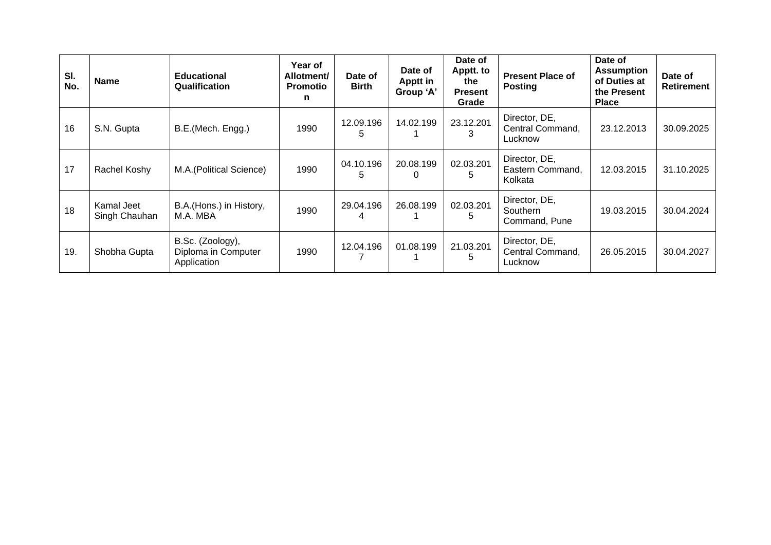| Sl. No. | Name | Educational Qualification | Year of Allotment/ Promotion | Date of Birth | Date of Apptt in Group 'A' | Date of Apptt. to the Present Grade | Present Place of Posting | Date of Assumption of Duties at the Present Place | Date of Retirement |
|---|---|---|---|---|---|---|---|---|---|
| 16 | S.N. Gupta | B.E.(Mech. Engg.) | 1990 | 12.09.1965 | 14.02.1991 | 23.12.2013 | Director, DE, Central Command, Lucknow | 23.12.2013 | 30.09.2025 |
| 17 | Rachel Koshy | M.A.(Political Science) | 1990 | 04.10.1965 | 20.08.1990 | 02.03.2015 | Director, DE, Eastern Command, Kolkata | 12.03.2015 | 31.10.2025 |
| 18 | Kamal Jeet Singh Chauhan | B.A.(Hons.) in History, M.A. MBA | 1990 | 29.04.1964 | 26.08.1991 | 02.03.2015 | Director, DE, Southern Command, Pune | 19.03.2015 | 30.04.2024 |
| 19. | Shobha Gupta | B.Sc. (Zoology), Diploma in Computer Application | 1990 | 12.04.1967 | 01.08.1991 | 21.03.2015 | Director, DE, Central Command, Lucknow | 26.05.2015 | 30.04.2027 |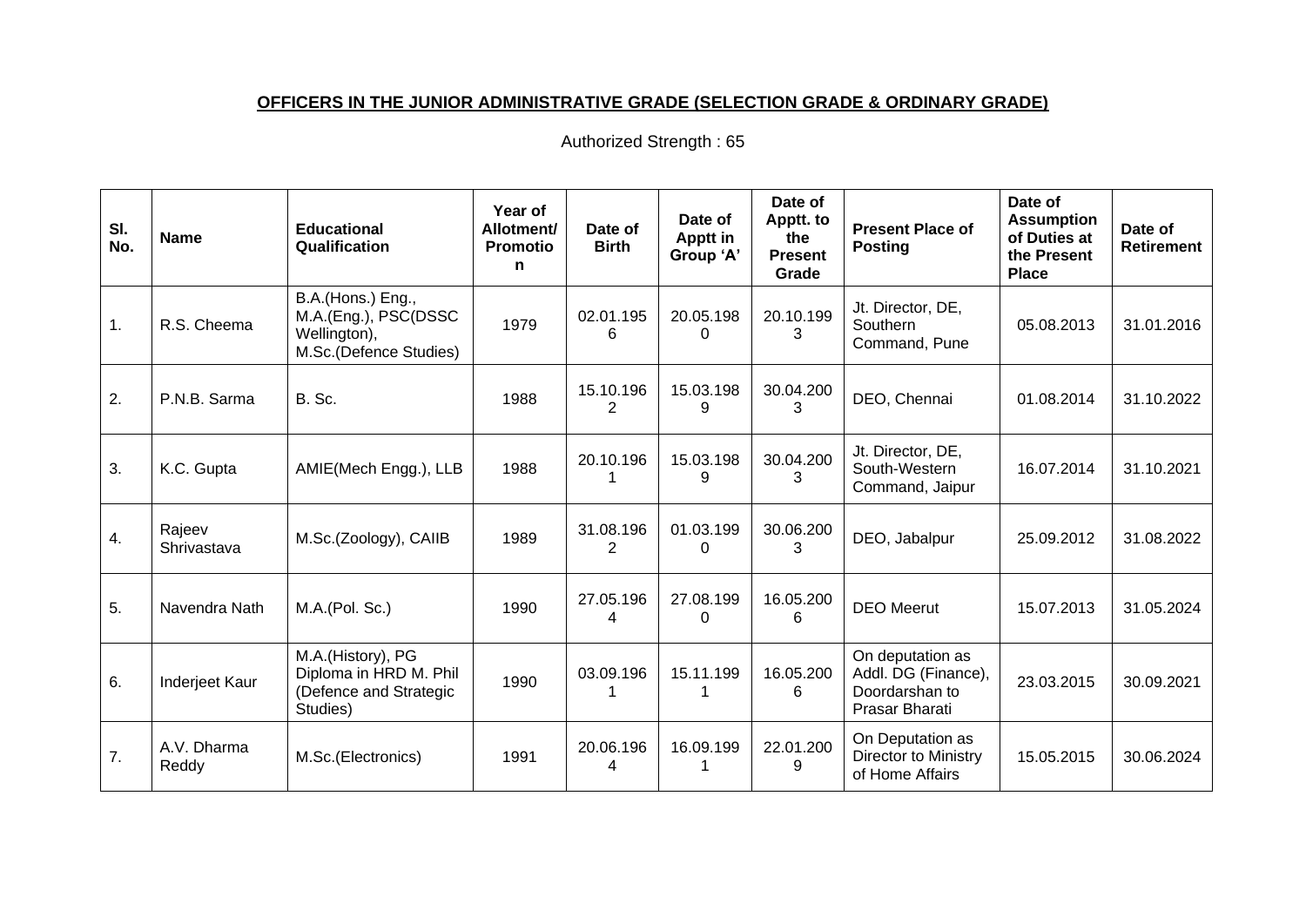**OFFICERS IN THE JUNIOR ADMINISTRATIVE GRADE (SELECTION GRADE & ORDINARY GRADE)**

Authorized Strength : 65

| Sl. No. | Name | Educational Qualification | Year of Allotment/ Promotion | Date of Birth | Date of Apptt in Group 'A' | Date of Apptt. to the Present Grade | Present Place of Posting | Date of Assumption of Duties at the Present Place | Date of Retirement |
|---|---|---|---|---|---|---|---|---|---|
| 1. | R.S. Cheema | B.A.(Hons.) Eng., M.A.(Eng.), PSC(DSSC Wellington), M.Sc.(Defence Studies) | 1979 | 02.01.1956 | 20.05.1980 | 20.10.1993 | Jt. Director, DE, Southern Command, Pune | 05.08.2013 | 31.01.2016 |
| 2. | P.N.B. Sarma | B. Sc. | 1988 | 15.10.1962 | 15.03.1989 | 30.04.2003 | DEO, Chennai | 01.08.2014 | 31.10.2022 |
| 3. | K.C. Gupta | AMIE(Mech Engg.), LLB | 1988 | 20.10.1961 | 15.03.1989 | 30.04.2003 | Jt. Director, DE, South-Western Command, Jaipur | 16.07.2014 | 31.10.2021 |
| 4. | Rajeev Shrivastava | M.Sc.(Zoology), CAIIB | 1989 | 31.08.1962 | 01.03.1990 | 30.06.2003 | DEO, Jabalpur | 25.09.2012 | 31.08.2022 |
| 5. | Navendra Nath | M.A.(Pol. Sc.) | 1990 | 27.05.1964 | 27.08.1990 | 16.05.2006 | DEO Meerut | 15.07.2013 | 31.05.2024 |
| 6. | Inderjeet Kaur | M.A.(History), PG Diploma in HRD M. Phil (Defence and Strategic Studies) | 1990 | 03.09.1961 | 15.11.1991 | 16.05.2006 | On deputation as Addl. DG (Finance), Doordarshan to Prasar Bharati | 23.03.2015 | 30.09.2021 |
| 7. | A.V. Dharma Reddy | M.Sc.(Electronics) | 1991 | 20.06.1964 | 16.09.1991 | 22.01.2009 | On Deputation as Director to Ministry of Home Affairs | 15.05.2015 | 30.06.2024 |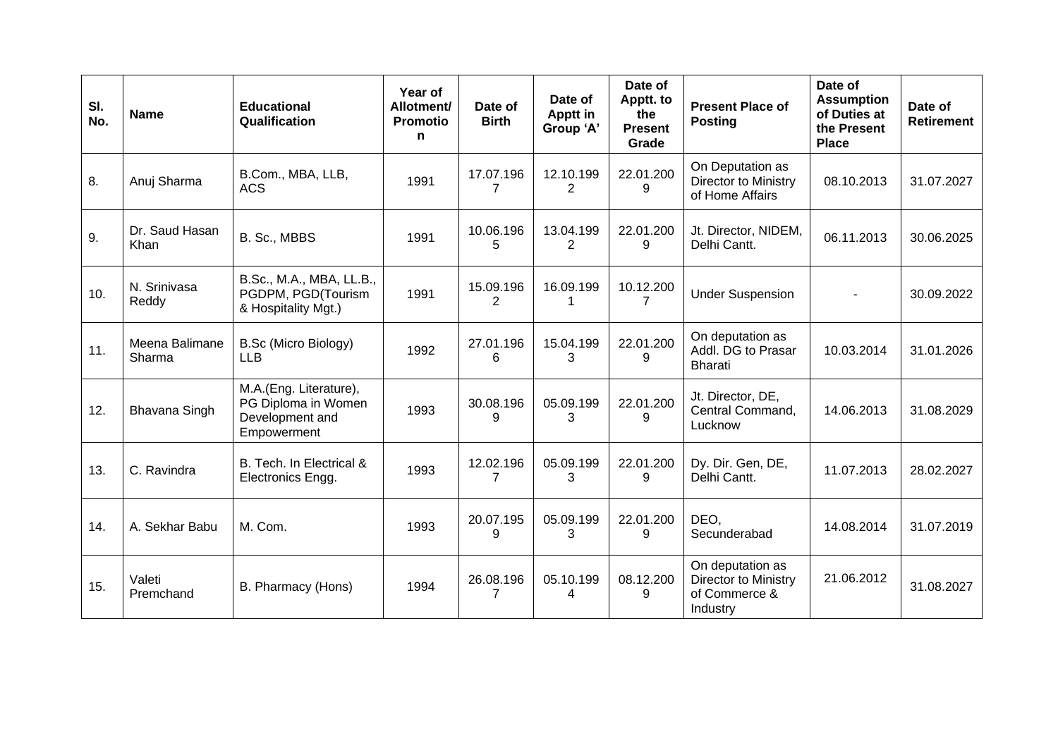| Sl. No. | Name | Educational Qualification | Year of Allotment/ Promotion | Date of Birth | Date of Apptt in Group 'A' | Date of Apptt. to the Present Grade | Present Place of Posting | Date of Assumption of Duties at the Present Place | Date of Retirement |
|---|---|---|---|---|---|---|---|---|---|
| 8. | Anuj Sharma | B.Com., MBA, LLB, ACS | 1991 | 17.07.1967 | 12.10.1992 | 22.01.2009 | On Deputation as Director to Ministry of Home Affairs | 08.10.2013 | 31.07.2027 |
| 9. | Dr. Saud Hasan Khan | B. Sc., MBBS | 1991 | 10.06.1965 | 13.04.1992 | 22.01.2009 | Jt. Director, NIDEM, Delhi Cantt. | 06.11.2013 | 30.06.2025 |
| 10. | N. Srinivasa Reddy | B.Sc., M.A., MBA, LL.B., PGDPM, PGD(Tourism & Hospitality Mgt.) | 1991 | 15.09.1962 | 16.09.1991 | 10.12.2007 | Under Suspension | - | 30.09.2022 |
| 11. | Meena Balimane Sharma | B.Sc (Micro Biology) LLB | 1992 | 27.01.1966 | 15.04.1993 | 22.01.2009 | On deputation as Addl. DG to Prasar Bharati | 10.03.2014 | 31.01.2026 |
| 12. | Bhavana Singh | M.A.(Eng. Literature), PG Diploma in Women Development and Empowerment | 1993 | 30.08.1969 | 05.09.1993 | 22.01.2009 | Jt. Director, DE, Central Command, Lucknow | 14.06.2013 | 31.08.2029 |
| 13. | C. Ravindra | B. Tech. In Electrical & Electronics Engg. | 1993 | 12.02.1967 | 05.09.1993 | 22.01.2009 | Dy. Dir. Gen, DE, Delhi Cantt. | 11.07.2013 | 28.02.2027 |
| 14. | A. Sekhar Babu | M. Com. | 1993 | 20.07.1959 | 05.09.1993 | 22.01.2009 | DEO, Secunderabad | 14.08.2014 | 31.07.2019 |
| 15. | Valeti Premchand | B. Pharmacy (Hons) | 1994 | 26.08.1967 | 05.10.1994 | 08.12.2009 | On deputation as Director to Ministry of Commerce & Industry | 21.06.2012 | 31.08.2027 |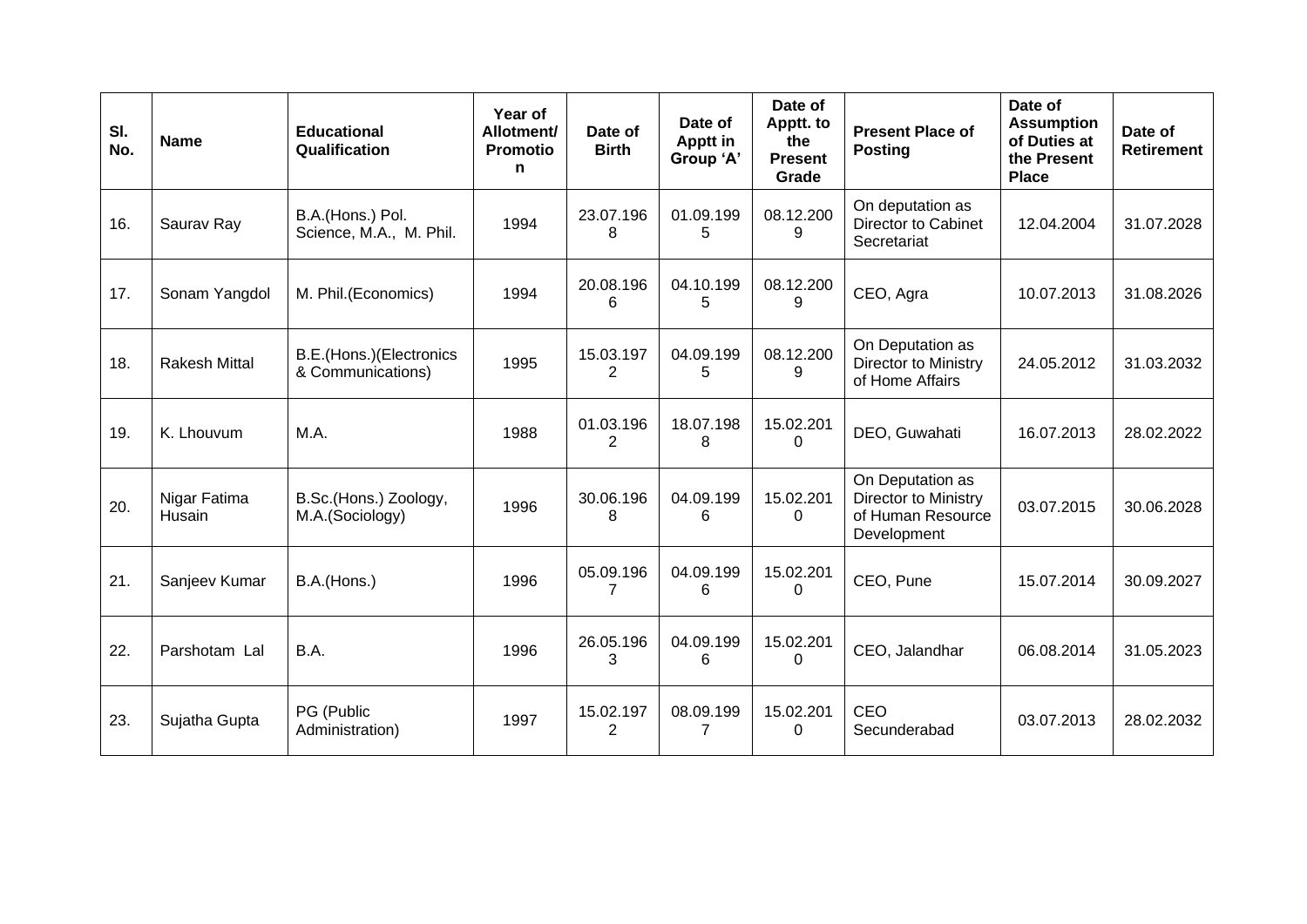| Sl. No. | Name | Educational Qualification | Year of Allotment/ Promotion | Date of Birth | Date of Apptt in Group 'A' | Date of Apptt. to the Present Grade | Present Place of Posting | Date of Assumption of Duties at the Present Place | Date of Retirement |
|---|---|---|---|---|---|---|---|---|---|
| 16. | Saurav Ray | B.A.(Hons.) Pol. Science, M.A., M. Phil. | 1994 | 23.07.1968 | 01.09.1995 | 08.12.2009 | On deputation as Director to Cabinet Secretariat | 12.04.2004 | 31.07.2028 |
| 17. | Sonam Yangdol | M. Phil.(Economics) | 1994 | 20.08.1966 | 04.10.1995 | 08.12.2009 | CEO, Agra | 10.07.2013 | 31.08.2026 |
| 18. | Rakesh Mittal | B.E.(Hons.)(Electronics & Communications) | 1995 | 15.03.1972 | 04.09.1995 | 08.12.2009 | On Deputation as Director to Ministry of Home Affairs | 24.05.2012 | 31.03.2032 |
| 19. | K. Lhouvum | M.A. | 1988 | 01.03.1962 | 18.07.1988 | 15.02.2010 | DEO, Guwahati | 16.07.2013 | 28.02.2022 |
| 20. | Nigar Fatima Husain | B.Sc.(Hons.) Zoology, M.A.(Sociology) | 1996 | 30.06.1968 | 04.09.1996 | 15.02.2010 | On Deputation as Director to Ministry of Human Resource Development | 03.07.2015 | 30.06.2028 |
| 21. | Sanjeev Kumar | B.A.(Hons.) | 1996 | 05.09.1967 | 04.09.1996 | 15.02.2010 | CEO, Pune | 15.07.2014 | 30.09.2027 |
| 22. | Parshotam Lal | B.A. | 1996 | 26.05.1963 | 04.09.1996 | 15.02.2010 | CEO, Jalandhar | 06.08.2014 | 31.05.2023 |
| 23. | Sujatha Gupta | PG (Public Administration) | 1997 | 15.02.1972 | 08.09.1997 | 15.02.2010 | CEO Secunderabad | 03.07.2013 | 28.02.2032 |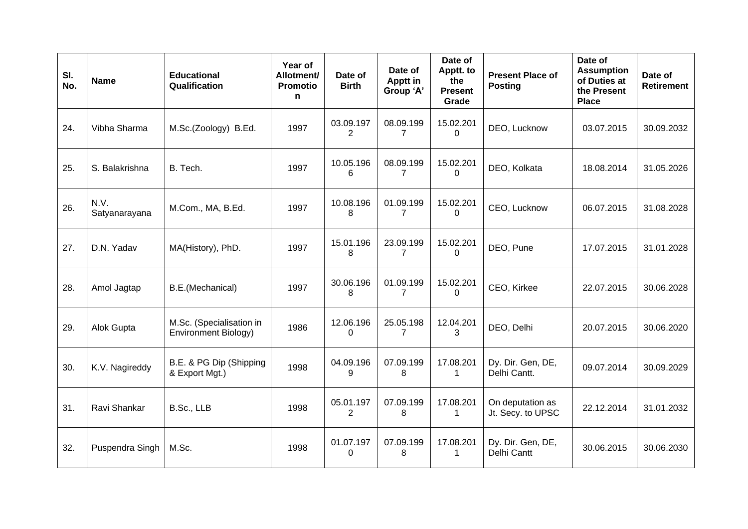| Sl. No. | Name | Educational Qualification | Year of Allotment/ Promotion | Date of Birth | Date of Apptt in Group 'A' | Date of Apptt. to the Present Grade | Present Place of Posting | Date of Assumption of Duties at the Present Place | Date of Retirement |
|---|---|---|---|---|---|---|---|---|---|
| 24. | Vibha Sharma | M.Sc.(Zoology) B.Ed. | 1997 | 03.09.1972 | 08.09.1997 | 15.02.2010 | DEO, Lucknow | 03.07.2015 | 30.09.2032 |
| 25. | S. Balakrishna | B. Tech. | 1997 | 10.05.1966 | 08.09.1997 | 15.02.2010 | DEO, Kolkata | 18.08.2014 | 31.05.2026 |
| 26. | N.V. Satyanarayana | M.Com., MA, B.Ed. | 1997 | 10.08.1968 | 01.09.1997 | 15.02.2010 | CEO, Lucknow | 06.07.2015 | 31.08.2028 |
| 27. | D.N. Yadav | MA(History), PhD. | 1997 | 15.01.1968 | 23.09.1997 | 15.02.2010 | DEO, Pune | 17.07.2015 | 31.01.2028 |
| 28. | Amol Jagtap | B.E.(Mechanical) | 1997 | 30.06.1968 | 01.09.1997 | 15.02.2010 | CEO, Kirkee | 22.07.2015 | 30.06.2028 |
| 29. | Alok Gupta | M.Sc. (Specialisation in Environment Biology) | 1986 | 12.06.1960 | 25.05.1987 | 12.04.2013 | DEO, Delhi | 20.07.2015 | 30.06.2020 |
| 30. | K.V. Nagireddy | B.E. & PG Dip (Shipping & Export Mgt.) | 1998 | 04.09.1969 | 07.09.1998 | 17.08.2011 | Dy. Dir. Gen, DE, Delhi Cantt. | 09.07.2014 | 30.09.2029 |
| 31. | Ravi Shankar | B.Sc., LLB | 1998 | 05.01.1972 | 07.09.1998 | 17.08.2011 | On deputation as Jt. Secy. to UPSC | 22.12.2014 | 31.01.2032 |
| 32. | Puspendra Singh | M.Sc. | 1998 | 01.07.1970 | 07.09.1998 | 17.08.2011 | Dy. Dir. Gen, DE, Delhi Cantt | 30.06.2015 | 30.06.2030 |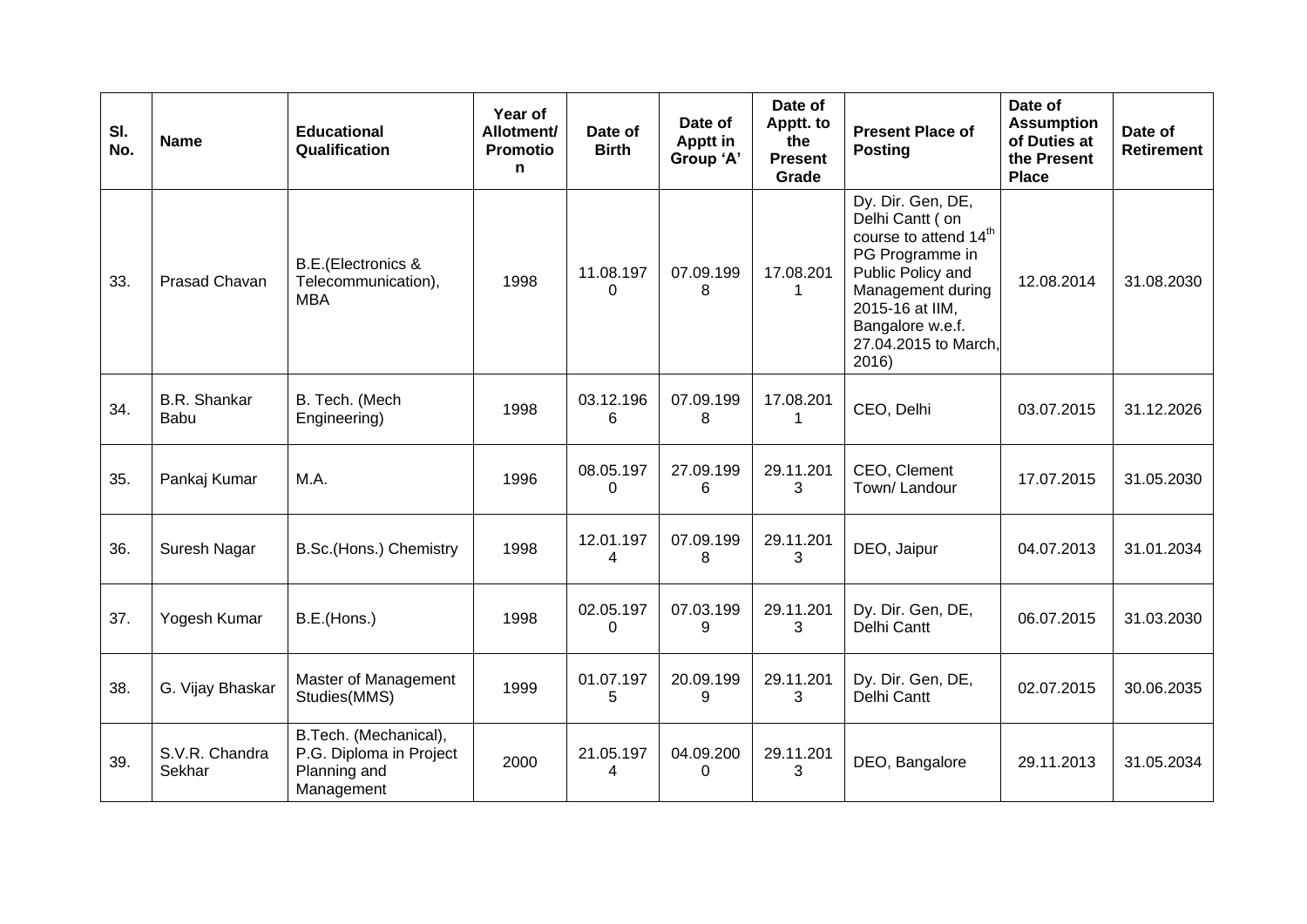| Sl. No. | Name | Educational Qualification | Year of Allotment/ Promotion | Date of Birth | Date of Apptt in Group 'A' | Date of Apptt. to the Present Grade | Present Place of Posting | Date of Assumption of Duties at the Present Place | Date of Retirement |
|---|---|---|---|---|---|---|---|---|---|
| 33. | Prasad Chavan | B.E.(Electronics & Telecommunication), MBA | 1998 | 11.08.1970 | 07.09.1998 | 17.08.2011 | Dy. Dir. Gen, DE, Delhi Cantt ( on course to attend 14th PG Programme in Public Policy and Management during 2015-16 at IIM, Bangalore w.e.f. 27.04.2015 to March, 2016) | 12.08.2014 | 31.08.2030 |
| 34. | B.R. Shankar Babu | B. Tech. (Mech Engineering) | 1998 | 03.12.1966 | 07.09.1998 | 17.08.2011 | CEO, Delhi | 03.07.2015 | 31.12.2026 |
| 35. | Pankaj Kumar | M.A. | 1996 | 08.05.1970 | 27.09.1996 | 29.11.2013 | CEO, Clement Town/ Landour | 17.07.2015 | 31.05.2030 |
| 36. | Suresh Nagar | B.Sc.(Hons.) Chemistry | 1998 | 12.01.1974 | 07.09.1998 | 29.11.2013 | DEO, Jaipur | 04.07.2013 | 31.01.2034 |
| 37. | Yogesh Kumar | B.E.(Hons.) | 1998 | 02.05.1970 | 07.03.1999 | 29.11.2013 | Dy. Dir. Gen, DE, Delhi Cantt | 06.07.2015 | 31.03.2030 |
| 38. | G. Vijay Bhaskar | Master of Management Studies(MMS) | 1999 | 01.07.1975 | 20.09.1999 | 29.11.2013 | Dy. Dir. Gen, DE, Delhi Cantt | 02.07.2015 | 30.06.2035 |
| 39. | S.V.R. Chandra Sekhar | B.Tech. (Mechanical), P.G. Diploma in Project Planning and Management | 2000 | 21.05.1974 | 04.09.2000 | 29.11.2013 | DEO, Bangalore | 29.11.2013 | 31.05.2034 |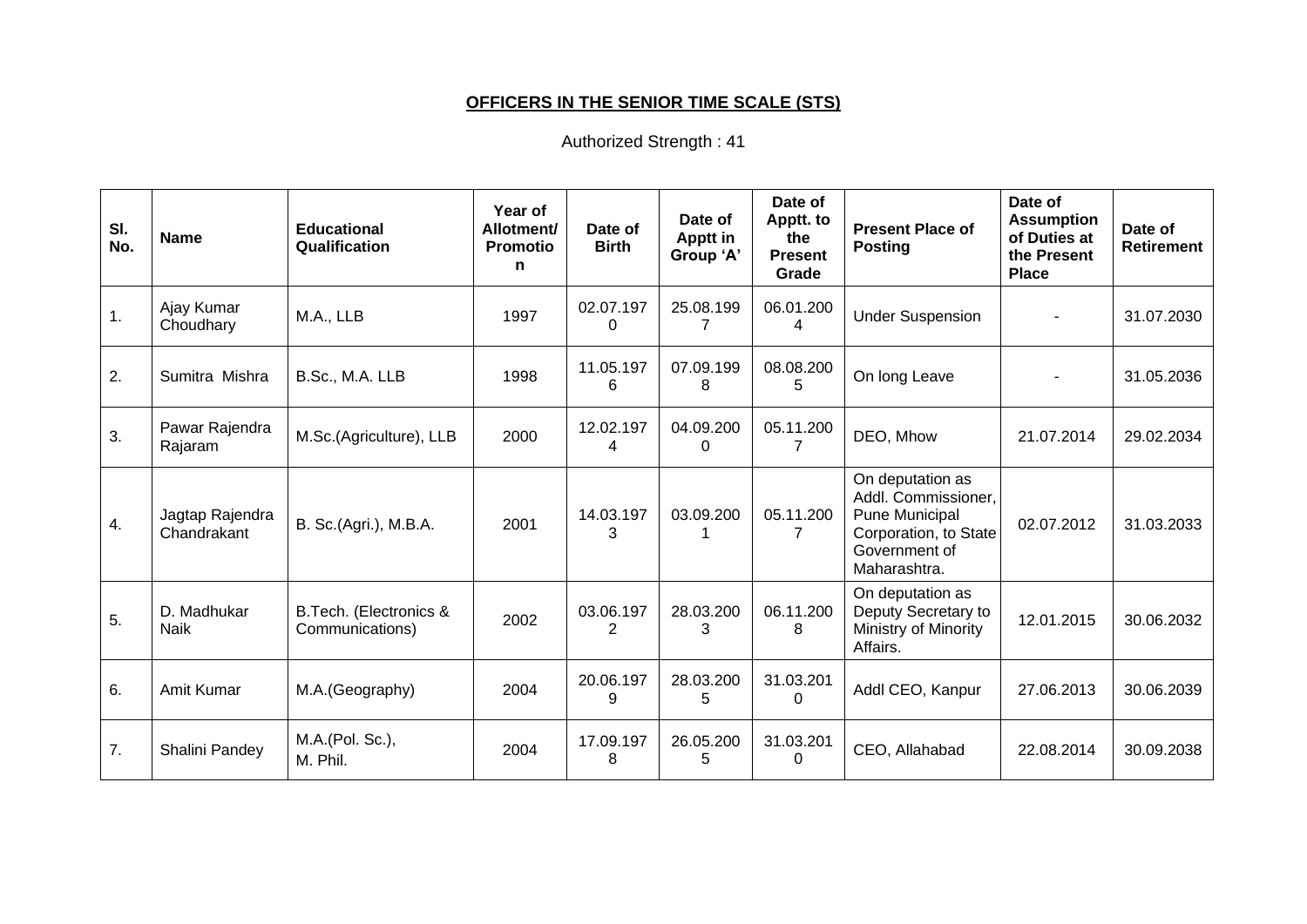## OFFICERS IN THE SENIOR TIME SCALE (STS)

Authorized Strength : 41

| Sl. No. | Name | Educational Qualification | Year of Allotment/ Promotion | Date of Birth | Date of Apptt in Group 'A' | Date of Apptt. to the Present Grade | Present Place of Posting | Date of Assumption of Duties at the Present Place | Date of Retirement |
|---|---|---|---|---|---|---|---|---|---|
| 1. | Ajay Kumar Choudhary | M.A., LLB | 1997 | 02.07.1970 | 25.08.1997 | 06.01.2004 | Under Suspension | - | 31.07.2030 |
| 2. | Sumitra Mishra | B.Sc., M.A. LLB | 1998 | 11.05.1976 | 07.09.1998 | 08.08.2005 | On long Leave | - | 31.05.2036 |
| 3. | Pawar Rajendra Rajaram | M.Sc.(Agriculture), LLB | 2000 | 12.02.1974 | 04.09.2000 | 05.11.2007 | DEO, Mhow | 21.07.2014 | 29.02.2034 |
| 4. | Jagtap Rajendra Chandrakant | B. Sc.(Agri.), M.B.A. | 2001 | 14.03.1973 | 03.09.2001 | 05.11.2007 | On deputation as Addl. Commissioner, Pune Municipal Corporation, to State Government of Maharashtra. | 02.07.2012 | 31.03.2033 |
| 5. | D. Madhukar Naik | B.Tech. (Electronics & Communications) | 2002 | 03.06.1972 | 28.03.2003 | 06.11.2008 | On deputation as Deputy Secretary to Ministry of Minority Affairs. | 12.01.2015 | 30.06.2032 |
| 6. | Amit Kumar | M.A.(Geography) | 2004 | 20.06.1979 | 28.03.2005 | 31.03.2010 | Addl CEO, Kanpur | 27.06.2013 | 30.06.2039 |
| 7. | Shalini Pandey | M.A.(Pol. Sc.), M. Phil. | 2004 | 17.09.1978 | 26.05.2005 | 31.03.2010 | CEO, Allahabad | 22.08.2014 | 30.09.2038 |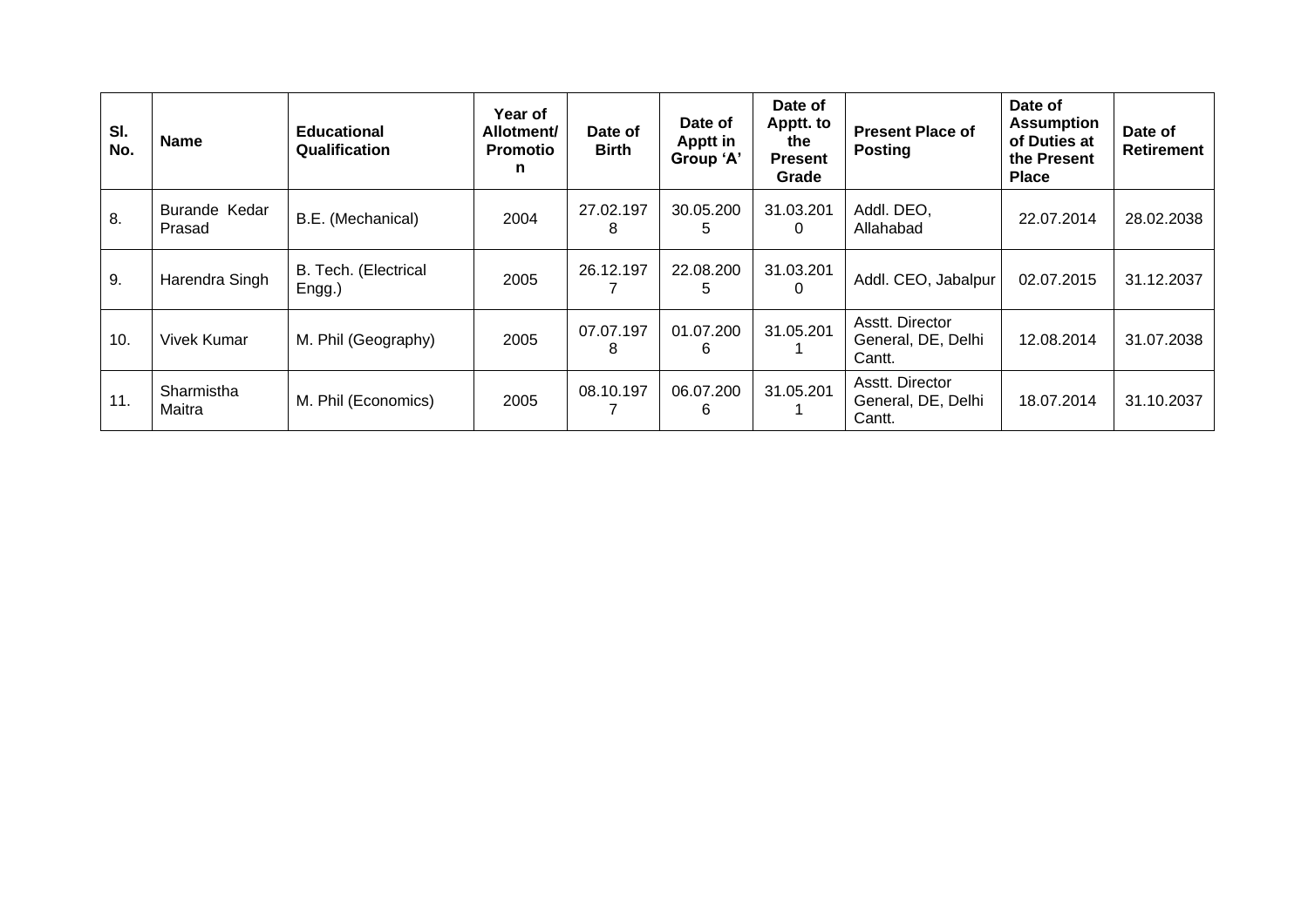| Sl. No. | Name | Educational Qualification | Year of Allotment/ Promotion | Date of Birth | Date of Apptt in Group 'A' | Date of Apptt. to the Present Grade | Present Place of Posting | Date of Assumption of Duties at the Present Place | Date of Retirement |
|---|---|---|---|---|---|---|---|---|---|
| 8. | Burande Kedar Prasad | B.E. (Mechanical) | 2004 | 27.02.1978 | 30.05.2005 | 31.03.2010 | Addl. DEO, Allahabad | 22.07.2014 | 28.02.2038 |
| 9. | Harendra Singh | B. Tech. (Electrical Engg.) | 2005 | 26.12.1977 | 22.08.2005 | 31.03.2010 | Addl. CEO, Jabalpur | 02.07.2015 | 31.12.2037 |
| 10. | Vivek Kumar | M. Phil (Geography) | 2005 | 07.07.1978 | 01.07.2006 | 31.05.2011 | Asstt. Director General, DE, Delhi Cantt. | 12.08.2014 | 31.07.2038 |
| 11. | Sharmistha Maitra | M. Phil (Economics) | 2005 | 08.10.1977 | 06.07.2006 | 31.05.2011 | Asstt. Director General, DE, Delhi Cantt. | 18.07.2014 | 31.10.2037 |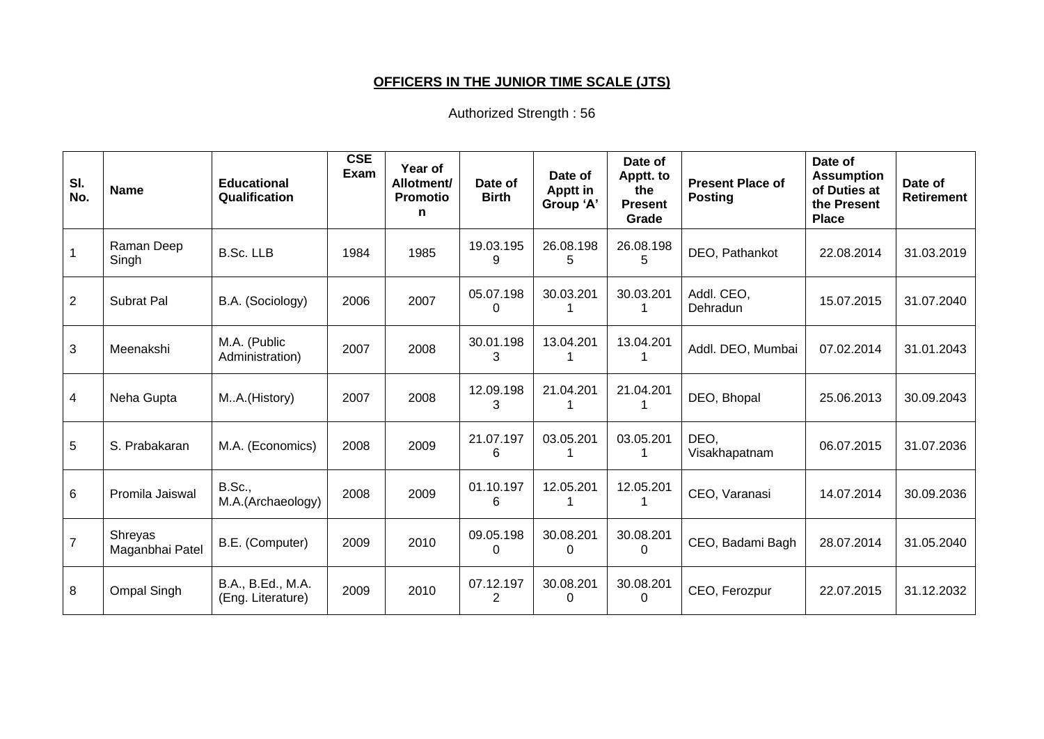## OFFICERS IN THE JUNIOR TIME SCALE (JTS)

Authorized Strength : 56

| Sl. No. | Name | Educational Qualification | CSE Exam | Year of Allotment/ Promotion | Date of Birth | Date of Apptt in Group 'A' | Date of Apptt. to the Present Grade | Present Place of Posting | Date of Assumption of Duties at the Present Place | Date of Retirement |
|---|---|---|---|---|---|---|---|---|---|---|
| 1 | Raman Deep Singh | B.Sc. LLB | 1984 | 1985 | 19.03.1959 | 26.08.1985 | 26.08.1985 | DEO, Pathankot | 22.08.2014 | 31.03.2019 |
| 2 | Subrat Pal | B.A. (Sociology) | 2006 | 2007 | 05.07.1980 | 30.03.2011 | 30.03.2011 | Addl. CEO, Dehradun | 15.07.2015 | 31.07.2040 |
| 3 | Meenakshi | M.A. (Public Administration) | 2007 | 2008 | 30.01.1983 | 13.04.2011 | 13.04.2011 | Addl. DEO, Mumbai | 07.02.2014 | 31.01.2043 |
| 4 | Neha Gupta | M..A.(History) | 2007 | 2008 | 12.09.1983 | 21.04.2011 | 21.04.2011 | DEO, Bhopal | 25.06.2013 | 30.09.2043 |
| 5 | S. Prabakaran | M.A. (Economics) | 2008 | 2009 | 21.07.1976 | 03.05.2011 | 03.05.2011 | DEO, Visakhapatnam | 06.07.2015 | 31.07.2036 |
| 6 | Promila Jaiswal | B.Sc., M.A.(Archaeology) | 2008 | 2009 | 01.10.1976 | 12.05.2011 | 12.05.2011 | CEO, Varanasi | 14.07.2014 | 30.09.2036 |
| 7 | Shreyas Maganbhai Patel | B.E. (Computer) | 2009 | 2010 | 09.05.1980 | 30.08.2010 | 30.08.2010 | CEO, Badami Bagh | 28.07.2014 | 31.05.2040 |
| 8 | Ompal Singh | B.A., B.Ed., M.A. (Eng. Literature) | 2009 | 2010 | 07.12.1972 | 30.08.2010 | 30.08.2010 | CEO, Ferozpur | 22.07.2015 | 31.12.2032 |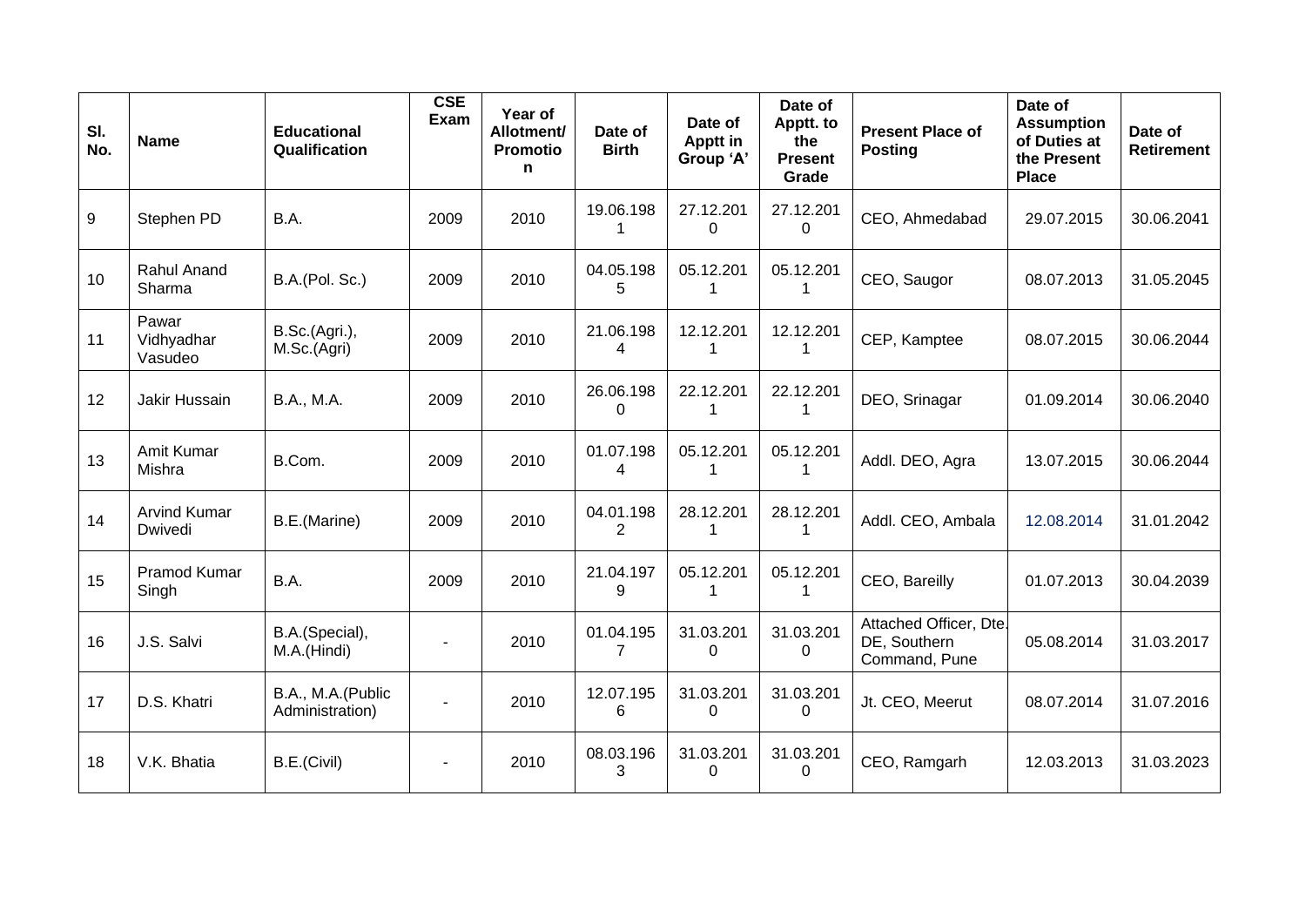| Sl. No. | Name | Educational Qualification | CSE Exam | Year of Allotment/ Promotion | Date of Birth | Date of Apptt in Group 'A' | Date of Apptt. to the Present Grade | Present Place of Posting | Date of Assumption of Duties at the Present Place | Date of Retirement |
|---|---|---|---|---|---|---|---|---|---|---|
| 9 | Stephen PD | B.A. | 2009 | 2010 | 19.06.1981 | 27.12.2010 | 27.12.2010 | CEO, Ahmedabad | 29.07.2015 | 30.06.2041 |
| 10 | Rahul Anand Sharma | B.A.(Pol. Sc.) | 2009 | 2010 | 04.05.1985 | 05.12.2011 | 05.12.2011 | CEO, Saugor | 08.07.2013 | 31.05.2045 |
| 11 | Pawar Vidhyadhar Vasudeo | B.Sc.(Agri.), M.Sc.(Agri) | 2009 | 2010 | 21.06.1984 | 12.12.2011 | 12.12.2011 | CEP, Kamptee | 08.07.2015 | 30.06.2044 |
| 12 | Jakir Hussain | B.A., M.A. | 2009 | 2010 | 26.06.1980 | 22.12.2011 | 22.12.2011 | DEO, Srinagar | 01.09.2014 | 30.06.2040 |
| 13 | Amit Kumar Mishra | B.Com. | 2009 | 2010 | 01.07.1984 | 05.12.2011 | 05.12.2011 | Addl. DEO, Agra | 13.07.2015 | 30.06.2044 |
| 14 | Arvind Kumar Dwivedi | B.E.(Marine) | 2009 | 2010 | 04.01.1982 | 28.12.2011 | 28.12.2011 | Addl. CEO, Ambala | 12.08.2014 | 31.01.2042 |
| 15 | Pramod Kumar Singh | B.A. | 2009 | 2010 | 21.04.1979 | 05.12.2011 | 05.12.2011 | CEO, Bareilly | 01.07.2013 | 30.04.2039 |
| 16 | J.S. Salvi | B.A.(Special), M.A.(Hindi) | - | 2010 | 01.04.1957 | 31.03.2010 | 31.03.2010 | Attached Officer, Dte. DE, Southern Command, Pune | 05.08.2014 | 31.03.2017 |
| 17 | D.S. Khatri | B.A., M.A.(Public Administration) | - | 2010 | 12.07.1956 | 31.03.2010 | 31.03.2010 | Jt. CEO, Meerut | 08.07.2014 | 31.07.2016 |
| 18 | V.K. Bhatia | B.E.(Civil) | - | 2010 | 08.03.1963 | 31.03.2010 | 31.03.2010 | CEO, Ramgarh | 12.03.2013 | 31.03.2023 |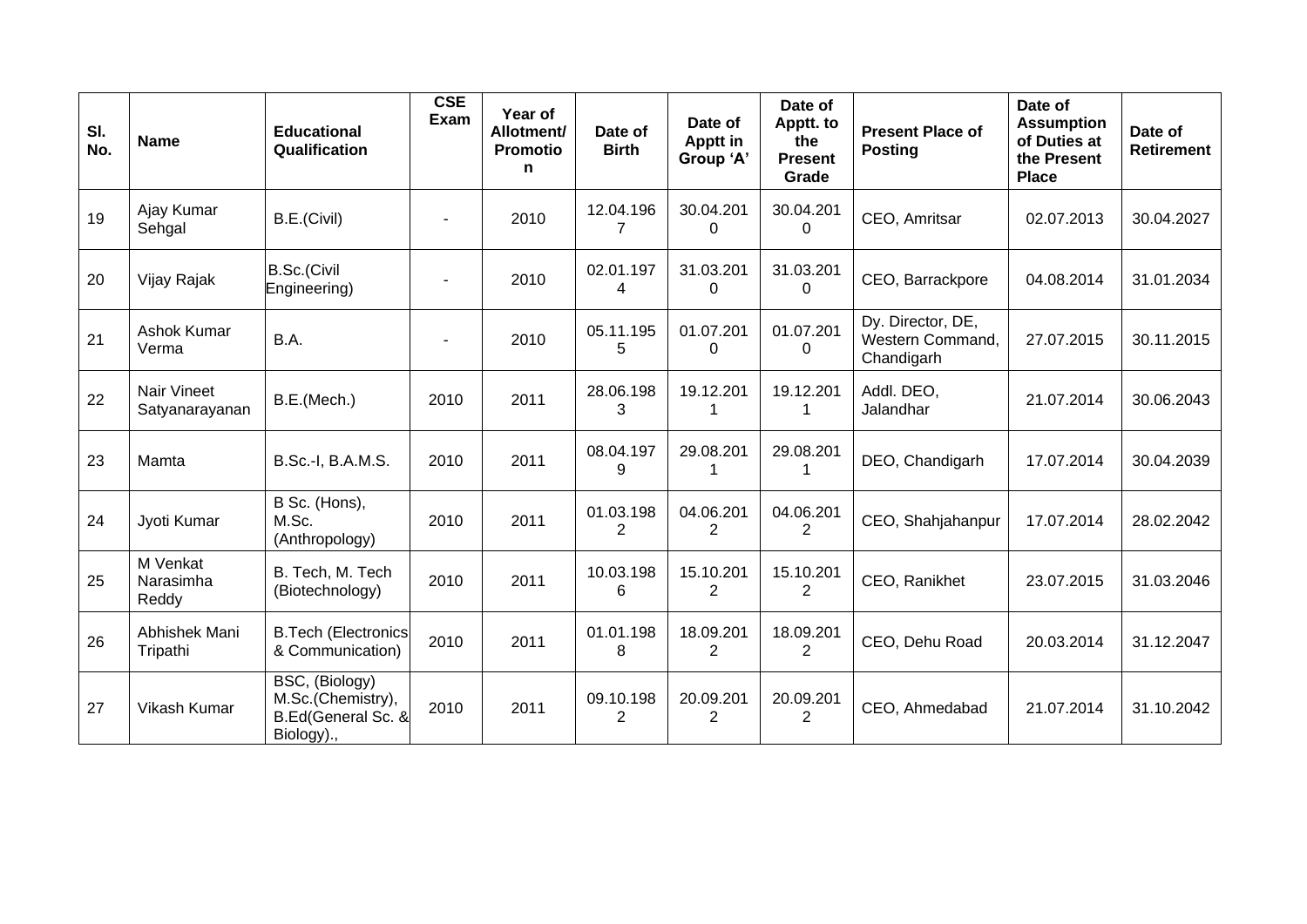| Sl. No. | Name | Educational Qualification | CSE Exam | Year of Allotment/ Promotion | Date of Birth | Date of Apptt in Group 'A' | Date of Apptt. to the Present Grade | Present Place of Posting | Date of Assumption of Duties at the Present Place | Date of Retirement |
|---|---|---|---|---|---|---|---|---|---|---|
| 19 | Ajay Kumar Sehgal | B.E.(Civil) | - | 2010 | 12.04.1967 | 30.04.2010 | 30.04.2010 | CEO, Amritsar | 02.07.2013 | 30.04.2027 |
| 20 | Vijay Rajak | B.Sc.(Civil Engineering) | - | 2010 | 02.01.1974 | 31.03.2010 | 31.03.2010 | CEO, Barrackpore | 04.08.2014 | 31.01.2034 |
| 21 | Ashok Kumar Verma | B.A. | - | 2010 | 05.11.1955 | 01.07.2010 | 01.07.2010 | Dy. Director, DE, Western Command, Chandigarh | 27.07.2015 | 30.11.2015 |
| 22 | Nair Vineet Satyanarayanan | B.E.(Mech.) | 2010 | 2011 | 28.06.1983 | 19.12.2011 | 19.12.2011 | Addl. DEO, Jalandhar | 21.07.2014 | 30.06.2043 |
| 23 | Mamta | B.Sc.-I, B.A.M.S. | 2010 | 2011 | 08.04.1979 | 29.08.2011 | 29.08.2011 | DEO, Chandigarh | 17.07.2014 | 30.04.2039 |
| 24 | Jyoti Kumar | B Sc. (Hons), M.Sc. (Anthropology) | 2010 | 2011 | 01.03.1982 | 04.06.2012 | 04.06.2012 | CEO, Shahjahanpur | 17.07.2014 | 28.02.2042 |
| 25 | M Venkat Narasimha Reddy | B. Tech, M. Tech (Biotechnology) | 2010 | 2011 | 10.03.1986 | 15.10.2012 | 15.10.2012 | CEO, Ranikhet | 23.07.2015 | 31.03.2046 |
| 26 | Abhishek Mani Tripathi | B.Tech (Electronics & Communication) | 2010 | 2011 | 01.01.1988 | 18.09.2012 | 18.09.2012 | CEO, Dehu Road | 20.03.2014 | 31.12.2047 |
| 27 | Vikash Kumar | BSC, (Biology) M.Sc.(Chemistry), B.Ed(General Sc. & Biology)., | 2010 | 2011 | 09.10.1982 | 20.09.2012 | 20.09.2012 | CEO, Ahmedabad | 21.07.2014 | 31.10.2042 |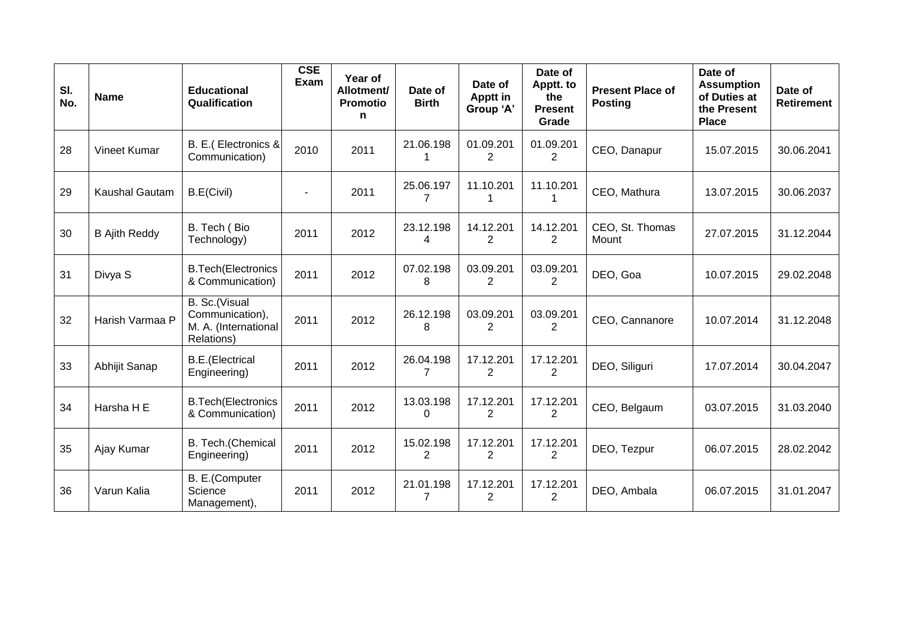| Sl. No. | Name | Educational Qualification | CSE Exam | Year of Allotment/ Promotion | Date of Birth | Date of Apptt in Group 'A' | Date of Apptt. to the Present Grade | Present Place of Posting | Date of Assumption of Duties at the Present Place | Date of Retirement |
|---|---|---|---|---|---|---|---|---|---|---|
| 28 | Vineet Kumar | B. E.( Electronics & Communication) | 2010 | 2011 | 21.06.1981 | 01.09.2012 | 01.09.2012 | CEO, Danapur | 15.07.2015 | 30.06.2041 |
| 29 | Kaushal Gautam | B.E(Civil) | - | 2011 | 25.06.1977 | 11.10.2011 | 11.10.2011 | CEO, Mathura | 13.07.2015 | 30.06.2037 |
| 30 | B Ajith Reddy | B. Tech ( Bio Technology) | 2011 | 2012 | 23.12.1984 | 14.12.2012 | 14.12.2012 | CEO, St. Thomas Mount | 27.07.2015 | 31.12.2044 |
| 31 | Divya S | B.Tech(Electronics & Communication) | 2011 | 2012 | 07.02.1988 | 03.09.2012 | 03.09.2012 | DEO, Goa | 10.07.2015 | 29.02.2048 |
| 32 | Harish Varmaa P | B. Sc.(Visual Communication), M. A. (International Relations) | 2011 | 2012 | 26.12.1988 | 03.09.2012 | 03.09.2012 | CEO, Cannanore | 10.07.2014 | 31.12.2048 |
| 33 | Abhijit Sanap | B.E.(Electrical Engineering) | 2011 | 2012 | 26.04.1987 | 17.12.2012 | 17.12.2012 | DEO, Siliguri | 17.07.2014 | 30.04.2047 |
| 34 | Harsha H E | B.Tech(Electronics & Communication) | 2011 | 2012 | 13.03.1980 | 17.12.2012 | 17.12.2012 | CEO, Belgaum | 03.07.2015 | 31.03.2040 |
| 35 | Ajay Kumar | B. Tech.(Chemical Engineering) | 2011 | 2012 | 15.02.1982 | 17.12.2012 | 17.12.2012 | DEO, Tezpur | 06.07.2015 | 28.02.2042 |
| 36 | Varun Kalia | B. E.(Computer Science Management), | 2011 | 2012 | 21.01.1987 | 17.12.2012 | 17.12.2012 | DEO, Ambala | 06.07.2015 | 31.01.2047 |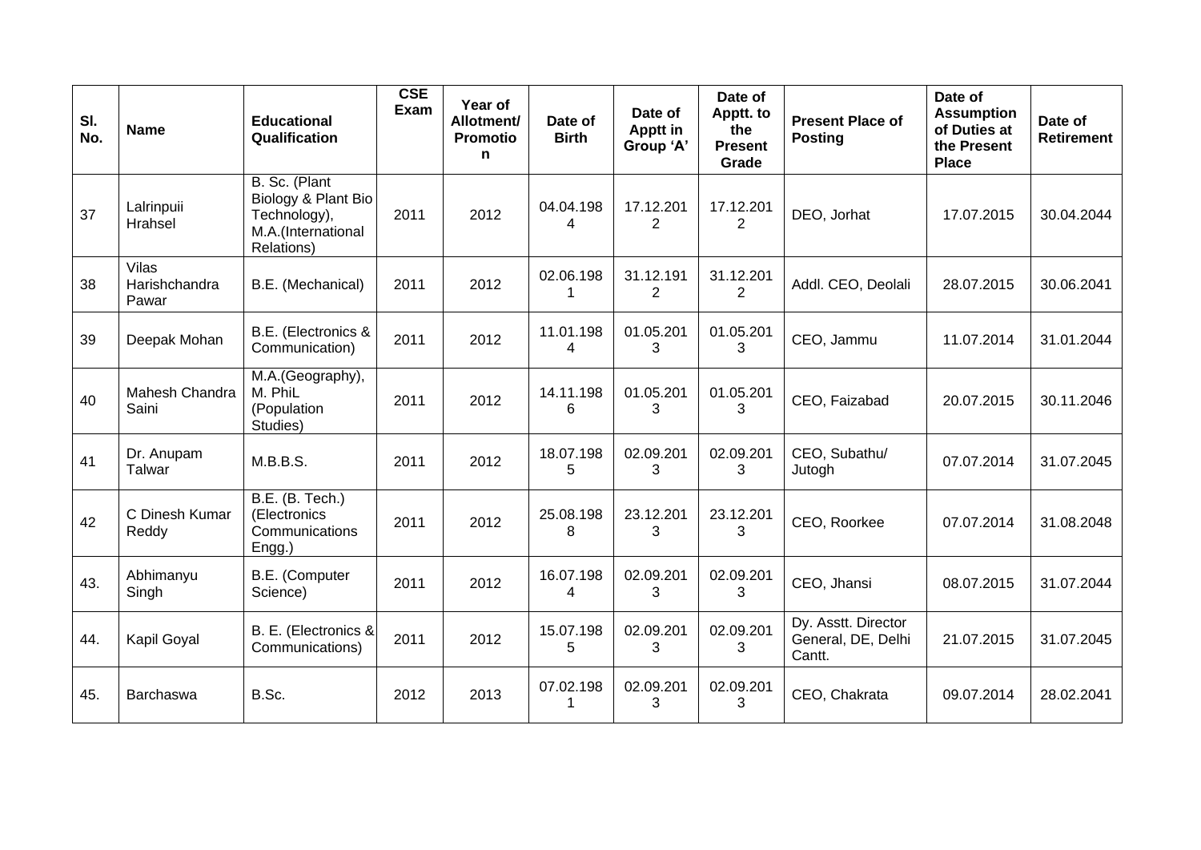| Sl. No. | Name | Educational Qualification | CSE Exam | Year of Allotment/ Promotion | Date of Birth | Date of Apptt in Group 'A' | Date of Apptt. to the Present Grade | Present Place of Posting | Date of Assumption of Duties at the Present Place | Date of Retirement |
|---|---|---|---|---|---|---|---|---|---|---|
| 37 | Lalrinpuii Hrahsel | B. Sc. (Plant Biology & Plant Bio Technology), M.A.(International Relations) | 2011 | 2012 | 04.04.1984 | 17.12.2012 | 17.12.2012 | DEO, Jorhat | 17.07.2015 | 30.04.2044 |
| 38 | Vilas Harishchandra Pawar | B.E. (Mechanical) | 2011 | 2012 | 02.06.1981 | 31.12.1912 | 31.12.2012 | Addl. CEO, Deolali | 28.07.2015 | 30.06.2041 |
| 39 | Deepak Mohan | B.E. (Electronics & Communication) | 2011 | 2012 | 11.01.1984 | 01.05.2013 | 01.05.2013 | CEO, Jammu | 11.07.2014 | 31.01.2044 |
| 40 | Mahesh Chandra Saini | M.A.(Geography), M. PhiL (Population Studies) | 2011 | 2012 | 14.11.1986 | 01.05.2013 | 01.05.2013 | CEO, Faizabad | 20.07.2015 | 30.11.2046 |
| 41 | Dr. Anupam Talwar | M.B.B.S. | 2011 | 2012 | 18.07.1985 | 02.09.2013 | 02.09.2013 | CEO, Subathu/ Jutogh | 07.07.2014 | 31.07.2045 |
| 42 | C Dinesh Kumar Reddy | B.E. (B. Tech.) (Electronics Communications Engg.) | 2011 | 2012 | 25.08.1988 | 23.12.2013 | 23.12.2013 | CEO, Roorkee | 07.07.2014 | 31.08.2048 |
| 43. | Abhimanyu Singh | B.E. (Computer Science) | 2011 | 2012 | 16.07.1984 | 02.09.2013 | 02.09.2013 | CEO, Jhansi | 08.07.2015 | 31.07.2044 |
| 44. | Kapil Goyal | B. E. (Electronics & Communications) | 2011 | 2012 | 15.07.1985 | 02.09.2013 | 02.09.2013 | Dy. Asstt. Director General, DE, Delhi Cantt. | 21.07.2015 | 31.07.2045 |
| 45. | Barchaswa | B.Sc. | 2012 | 2013 | 07.02.1981 | 02.09.2013 | 02.09.2013 | CEO, Chakrata | 09.07.2014 | 28.02.2041 |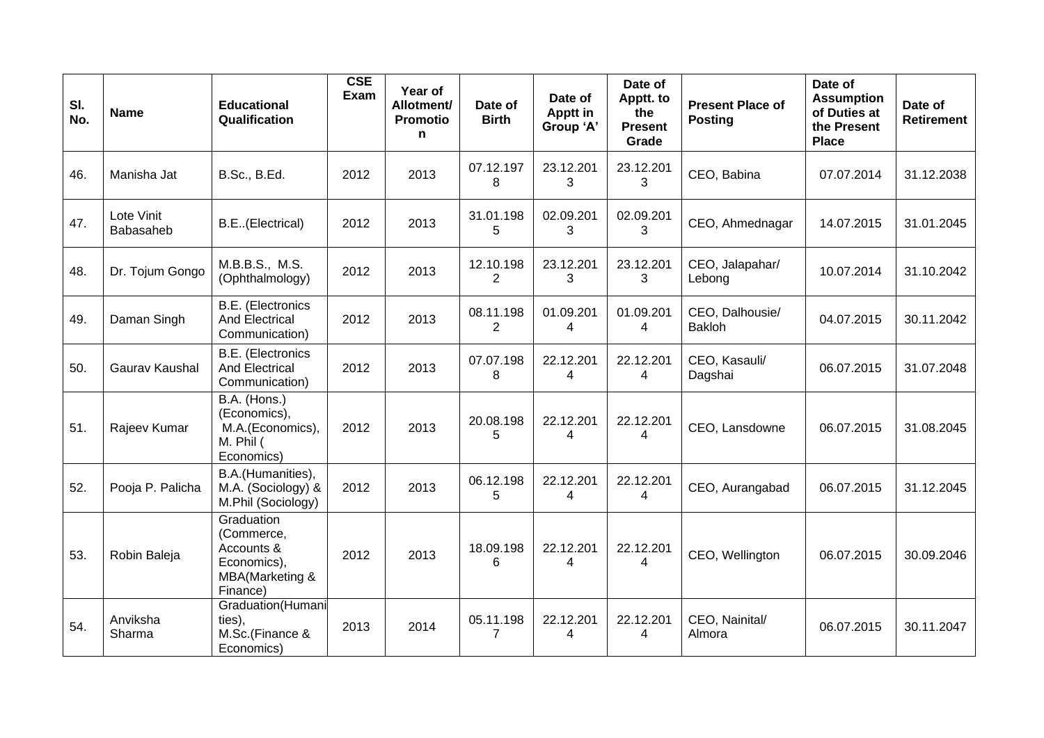| Sl. No. | Name | Educational Qualification | CSE Exam | Year of Allotment/ Promotion | Date of Birth | Date of Apptt in Group 'A' | Date of Apptt. to the Present Grade | Present Place of Posting | Date of Assumption of Duties at the Present Place | Date of Retirement |
|---|---|---|---|---|---|---|---|---|---|---|
| 46. | Manisha Jat | B.Sc., B.Ed. | 2012 | 2013 | 07.12.1978 | 23.12.2013 | 23.12.2013 | CEO, Babina | 07.07.2014 | 31.12.2038 |
| 47. | Lote Vinit Babasaheb | B.E..(Electrical) | 2012 | 2013 | 31.01.1985 | 02.09.2013 | 02.09.2013 | CEO, Ahmednagar | 14.07.2015 | 31.01.2045 |
| 48. | Dr. Tojum Gongo | M.B.B.S., M.S. (Ophthalmology) | 2012 | 2013 | 12.10.1982 | 23.12.2013 | 23.12.2013 | CEO, Jalapahar/ Lebong | 10.07.2014 | 31.10.2042 |
| 49. | Daman Singh | B.E. (Electronics And Electrical Communication) | 2012 | 2013 | 08.11.1982 | 01.09.2014 | 01.09.2014 | CEO, Dalhousie/ Bakloh | 04.07.2015 | 30.11.2042 |
| 50. | Gaurav Kaushal | B.E. (Electronics And Electrical Communication) | 2012 | 2013 | 07.07.1988 | 22.12.2014 | 22.12.2014 | CEO, Kasauli/ Dagshai | 06.07.2015 | 31.07.2048 |
| 51. | Rajeev Kumar | B.A. (Hons.) (Economics), M.A.(Economics), M. Phil ( Economics) | 2012 | 2013 | 20.08.1985 | 22.12.2014 | 22.12.2014 | CEO, Lansdowne | 06.07.2015 | 31.08.2045 |
| 52. | Pooja P. Palicha | B.A.(Humanities), M.A. (Sociology) & M.Phil (Sociology) | 2012 | 2013 | 06.12.1985 | 22.12.2014 | 22.12.2014 | CEO, Aurangabad | 06.07.2015 | 31.12.2045 |
| 53. | Robin Baleja | Graduation (Commerce, Accounts & Economics), MBA(Marketing & Finance) | 2012 | 2013 | 18.09.1986 | 22.12.2014 | 22.12.2014 | CEO, Wellington | 06.07.2015 | 30.09.2046 |
| 54. | Anviksha Sharma | Graduation(Humanities), M.Sc.(Finance & Economics) | 2013 | 2014 | 05.11.1987 | 22.12.2014 | 22.12.2014 | CEO, Nainital/ Almora | 06.07.2015 | 30.11.2047 |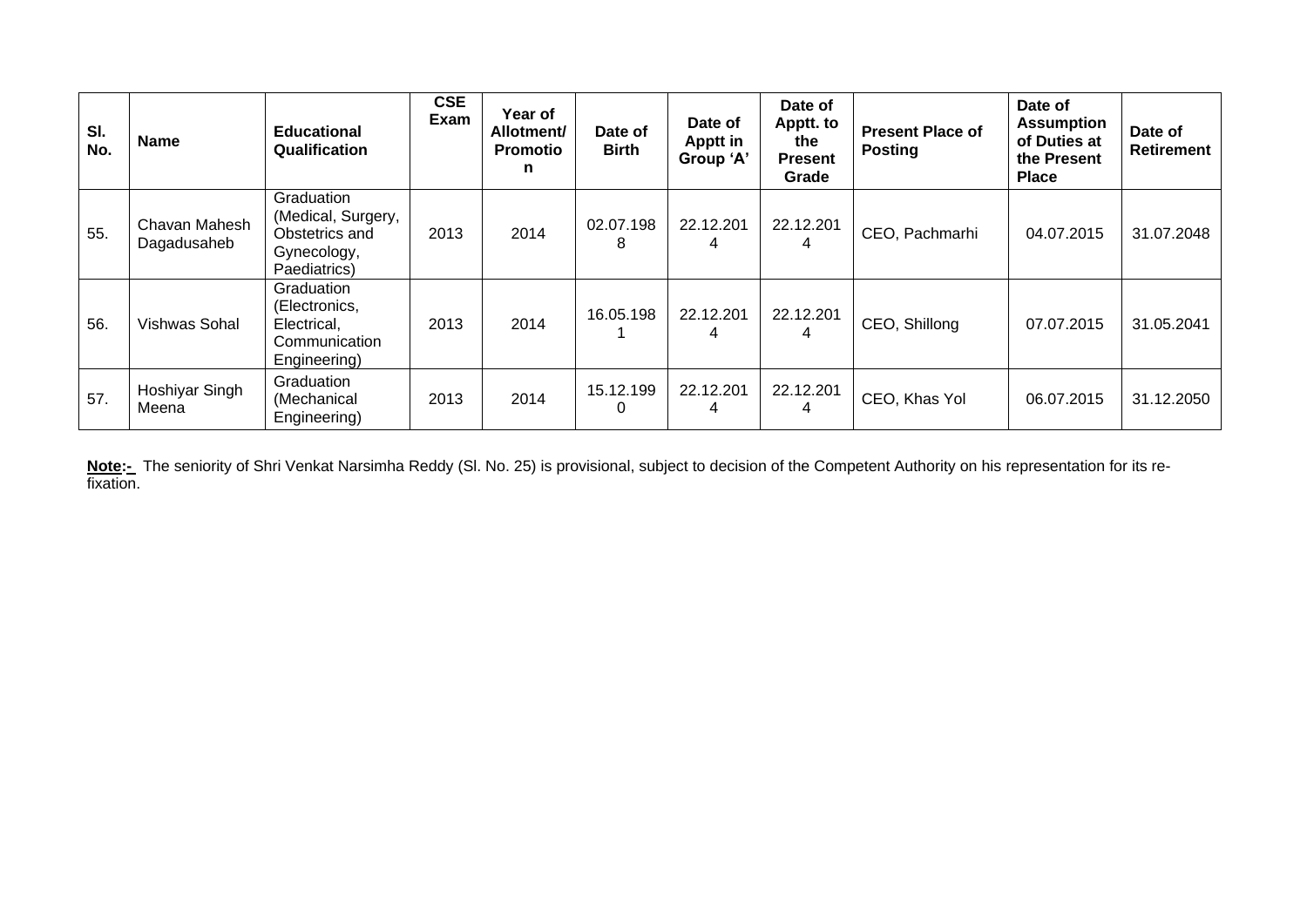| Sl. No. | Name | Educational Qualification | CSE Exam | Year of Allotment/ Promotion | Date of Birth | Date of Apptt in Group 'A' | Date of Apptt. to the Present Grade | Present Place of Posting | Date of Assumption of Duties at the Present Place | Date of Retirement |
|---|---|---|---|---|---|---|---|---|---|---|
| 55. | Chavan Mahesh Dagadusaheb | Graduation (Medical, Surgery, Obstetrics and Gynecology, Paediatrics) | 2013 | 2014 | 02.07.1988 | 22.12.2014 | 22.12.2014 | CEO, Pachmarhi | 04.07.2015 | 31.07.2048 |
| 56. | Vishwas Sohal | Graduation (Electronics, Electrical, Communication Engineering) | 2013 | 2014 | 16.05.1981 | 22.12.2014 | 22.12.2014 | CEO, Shillong | 07.07.2015 | 31.05.2041 |
| 57. | Hoshiyar Singh Meena | Graduation (Mechanical Engineering) | 2013 | 2014 | 15.12.1990 | 22.12.2014 | 22.12.2014 | CEO, Khas Yol | 06.07.2015 | 31.12.2050 |

**Note:-** The seniority of Shri Venkat Narsimha Reddy (Sl. No. 25) is provisional, subject to decision of the Competent Authority on his representation for its re-fixation.